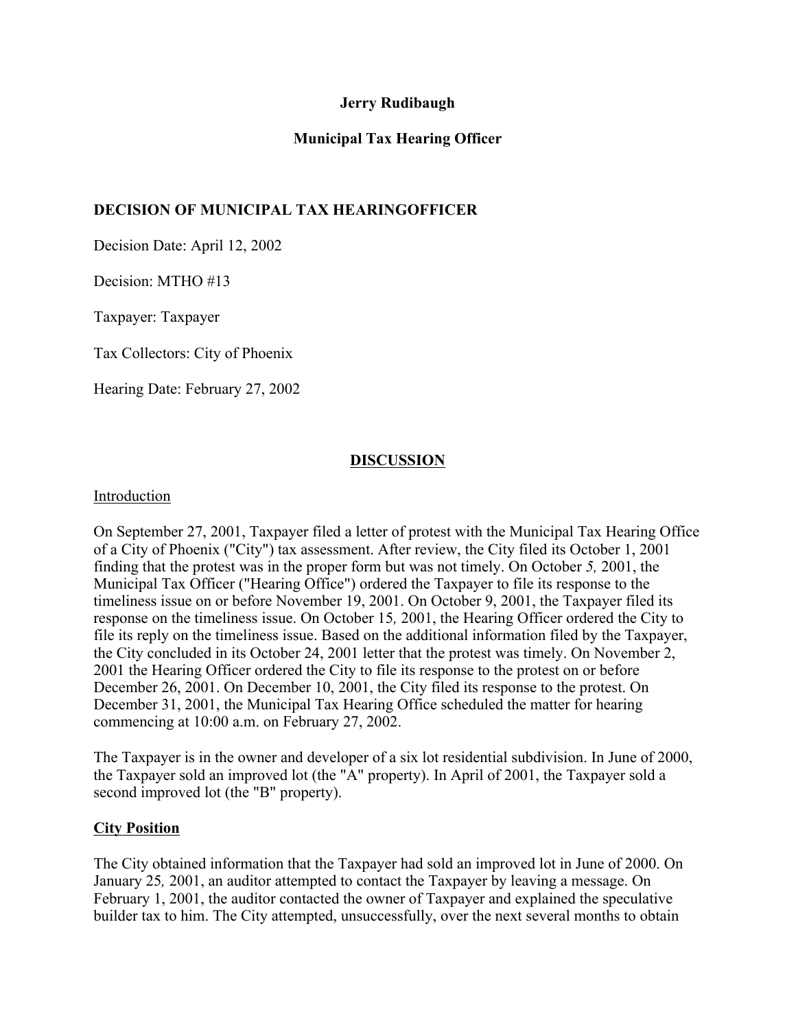**Jerry Rudibaugh**

**Municipal Tax Hearing Officer**

**DECISION OF MUNICIPAL TAX HEARINGOFFICER**

Decision Date: April 12, 2002

Decision: MTHO #13

Taxpayer: Taxpayer

Tax Collectors: City of Phoenix

Hearing Date: February 27, 2002

**<u>DISCUSSION</u>**

<u>Introduction</u>

On September 27, 2001, Taxpayer filed a letter of protest with the Municipal Tax Hearing Office of a City of Phoenix ("City") tax assessment. After review, the City filed its October 1, 2001 finding that the protest was in the proper form but was not timely. On October *5,* 2001, the Municipal Tax Officer ("Hearing Office") ordered the Taxpayer to file its response to the timeliness issue on or before November 19, 2001. On October 9, 2001, the Taxpayer filed its response on the timeliness issue. On October 15*,* 2001, the Hearing Officer ordered the City to file its reply on the timeliness issue. Based on the additional information filed by the Taxpayer, the City concluded in its October 24, 2001 letter that the protest was timely. On November 2, 2001 the Hearing Officer ordered the City to file its response to the protest on or before December 26, 2001. On December 10, 2001, the City filed its response to the protest. On December 31, 2001, the Municipal Tax Hearing Office scheduled the matter for hearing commencing at 10:00 a.m. on February 27, 2002.

The Taxpayer is in the owner and developer of a six lot residential subdivision. In June of 2000, the Taxpayer sold an improved lot (the "A" property). In April of 2001, the Taxpayer sold a second improved lot (the "B" property).

**<u>City Position</u>**

The City obtained information that the Taxpayer had sold an improved lot in June of 2000. On January 25*,* 2001, an auditor attempted to contact the Taxpayer by leaving a message. On February 1, 2001, the auditor contacted the owner of Taxpayer and explained the speculative builder tax to him. The City attempted, unsuccessfully, over the next several months to obtain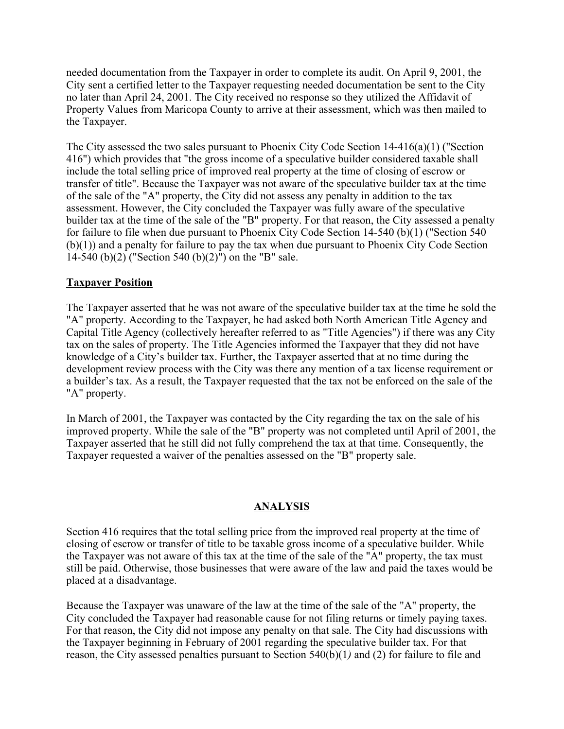needed documentation from the Taxpayer in order to complete its audit. On April 9, 2001, the City sent a certified letter to the Taxpayer requesting needed documentation be sent to the City no later than April 24, 2001. The City received no response so they utilized the Affidavit of Property Values from Maricopa County to arrive at their assessment, which was then mailed to the Taxpayer.

The City assessed the two sales pursuant to Phoenix City Code Section 14-416(a)(1) ("Section 416") which provides that "the gross income of a speculative builder considered taxable shall include the total selling price of improved real property at the time of closing of escrow or transfer of title". Because the Taxpayer was not aware of the speculative builder tax at the time of the sale of the "A" property, the City did not assess any penalty in addition to the tax assessment. However, the City concluded the Taxpayer was fully aware of the speculative builder tax at the time of the sale of the "B" property. For that reason, the City assessed a penalty for failure to file when due pursuant to Phoenix City Code Section 14-540 (b)(1) ("Section 540 (b)(1)) and a penalty for failure to pay the tax when due pursuant to Phoenix City Code Section 14-540 (b)(2) ("Section 540 (b)(2)") on the "B" sale.

**Taxpayer Position**

The Taxpayer asserted that he was not aware of the speculative builder tax at the time he sold the "A" property. According to the Taxpayer, he had asked both North American Title Agency and Capital Title Agency (collectively hereafter referred to as "Title Agencies") if there was any City tax on the sales of property. The Title Agencies informed the Taxpayer that they did not have knowledge of a City's builder tax. Further, the Taxpayer asserted that at no time during the development review process with the City was there any mention of a tax license requirement or a builder's tax. As a result, the Taxpayer requested that the tax not be enforced on the sale of the "A" property.

In March of 2001, the Taxpayer was contacted by the City regarding the tax on the sale of his improved property. While the sale of the "B" property was not completed until April of 2001, the Taxpayer asserted that he still did not fully comprehend the tax at that time. Consequently, the Taxpayer requested a waiver of the penalties assessed on the "B" property sale.

## ANALYSIS

Section 416 requires that the total selling price from the improved real property at the time of closing of escrow or transfer of title to be taxable gross income of a speculative builder. While the Taxpayer was not aware of this tax at the time of the sale of the "A" property, the tax must still be paid. Otherwise, those businesses that were aware of the law and paid the taxes would be placed at a disadvantage.

Because the Taxpayer was unaware of the law at the time of the sale of the "A" property, the City concluded the Taxpayer had reasonable cause for not filing returns or timely paying taxes. For that reason, the City did not impose any penalty on that sale. The City had discussions with the Taxpayer beginning in February of 2001 regarding the speculative builder tax. For that reason, the City assessed penalties pursuant to Section 540(b)(1*)* and (2) for failure to file and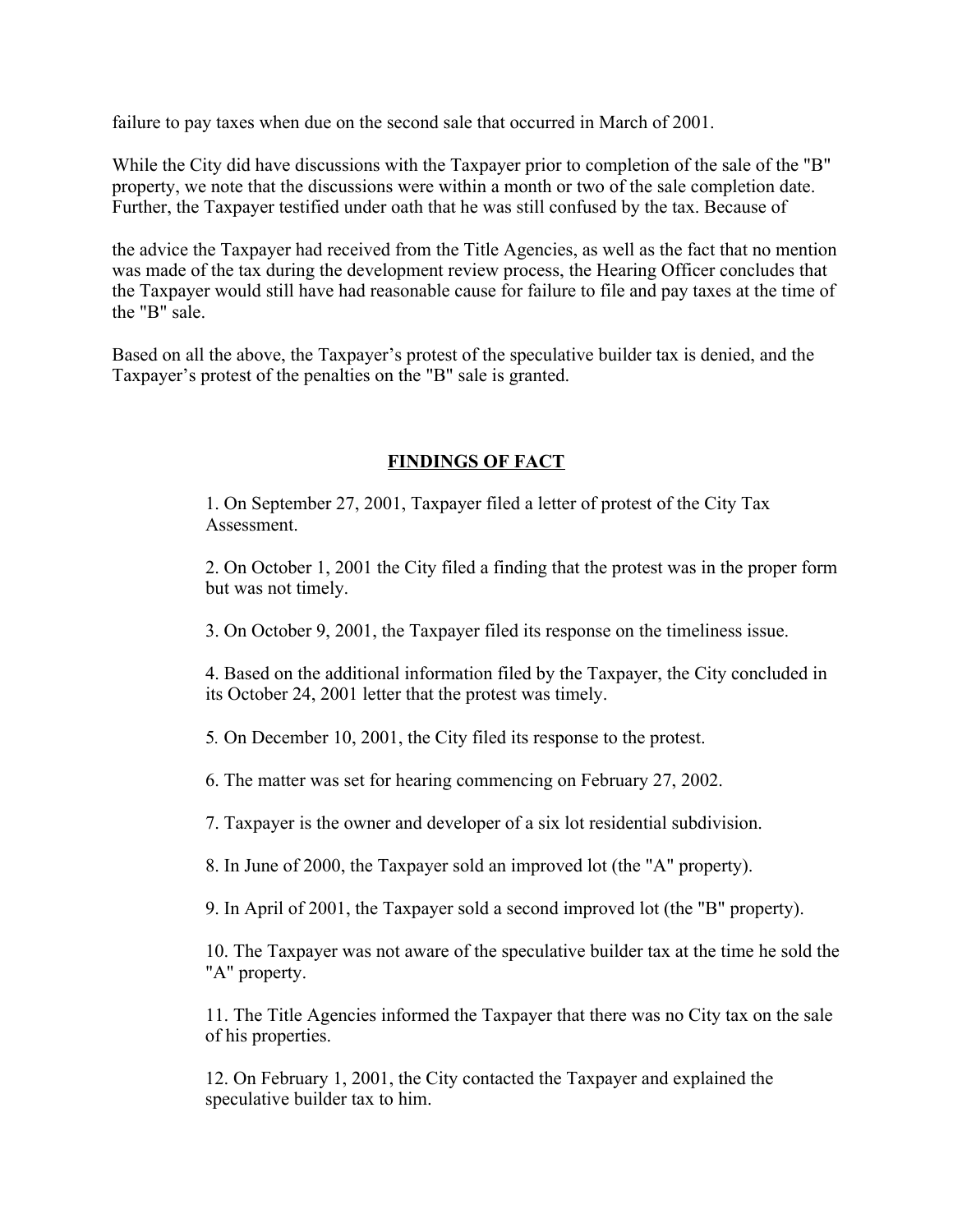failure to pay taxes when due on the second sale that occurred in March of 2001.

While the City did have discussions with the Taxpayer prior to completion of the sale of the "B" property, we note that the discussions were within a month or two of the sale completion date. Further, the Taxpayer testified under oath that he was still confused by the tax. Because of

the advice the Taxpayer had received from the Title Agencies, as well as the fact that no mention was made of the tax during the development review process, the Hearing Officer concludes that the Taxpayer would still have had reasonable cause for failure to file and pay taxes at the time of the "B" sale.

Based on all the above, the Taxpayer's protest of the speculative builder tax is denied, and the Taxpayer's protest of the penalties on the "B" sale is granted.

## FINDINGS OF FACT

1. On September 27, 2001, Taxpayer filed a letter of protest of the City Tax Assessment.

2. On October 1, 2001 the City filed a finding that the protest was in the proper form but was not timely.

3. On October 9, 2001, the Taxpayer filed its response on the timeliness issue.

4. Based on the additional information filed by the Taxpayer, the City concluded in its October 24, 2001 letter that the protest was timely.

5. On December 10, 2001, the City filed its response to the protest.

6. The matter was set for hearing commencing on February 27, 2002.

7. Taxpayer is the owner and developer of a six lot residential subdivision.

8. In June of 2000, the Taxpayer sold an improved lot (the "A" property).

9. In April of 2001, the Taxpayer sold a second improved lot (the "B" property).

10. The Taxpayer was not aware of the speculative builder tax at the time he sold the "A" property.

11. The Title Agencies informed the Taxpayer that there was no City tax on the sale of his properties.

12. On February 1, 2001, the City contacted the Taxpayer and explained the speculative builder tax to him.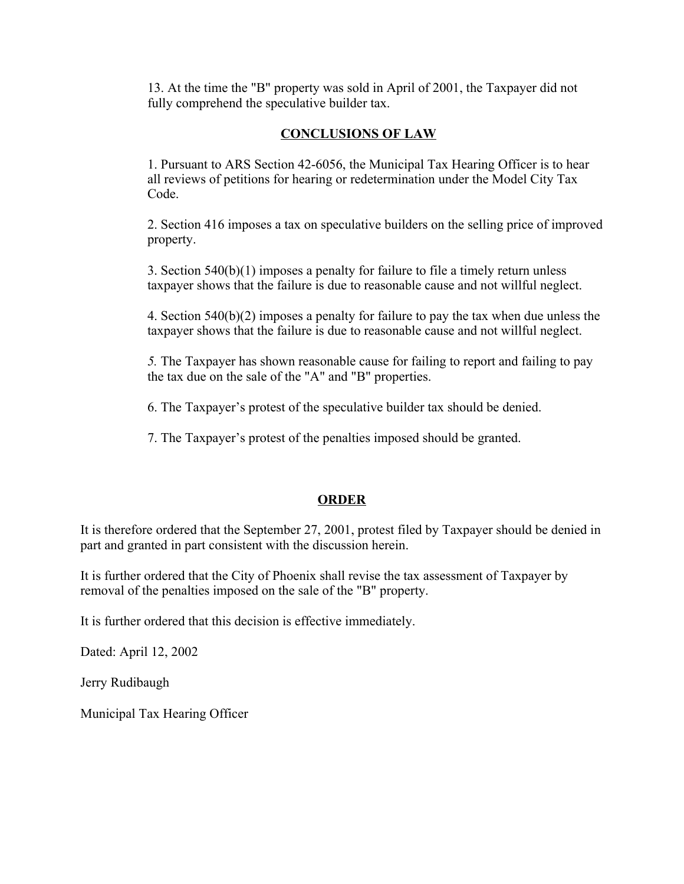13. At the time the "B" property was sold in April of 2001, the Taxpayer did not fully comprehend the speculative builder tax.

## CONCLUSIONS OF LAW

1. Pursuant to ARS Section 42-6056, the Municipal Tax Hearing Officer is to hear all reviews of petitions for hearing or redetermination under the Model City Tax Code.

2. Section 416 imposes a tax on speculative builders on the selling price of improved property.

3. Section 540(b)(1) imposes a penalty for failure to file a timely return unless taxpayer shows that the failure is due to reasonable cause and not willful neglect.

4. Section 540(b)(2) imposes a penalty for failure to pay the tax when due unless the taxpayer shows that the failure is due to reasonable cause and not willful neglect.

5. The Taxpayer has shown reasonable cause for failing to report and failing to pay the tax due on the sale of the "A" and "B" properties.

6. The Taxpayer's protest of the speculative builder tax should be denied.

7. The Taxpayer's protest of the penalties imposed should be granted.

## ORDER

It is therefore ordered that the September 27, 2001, protest filed by Taxpayer should be denied in part and granted in part consistent with the discussion herein.

It is further ordered that the City of Phoenix shall revise the tax assessment of Taxpayer by removal of the penalties imposed on the sale of the "B" property.

It is further ordered that this decision is effective immediately.

Dated: April 12, 2002

Jerry Rudibaugh

Municipal Tax Hearing Officer